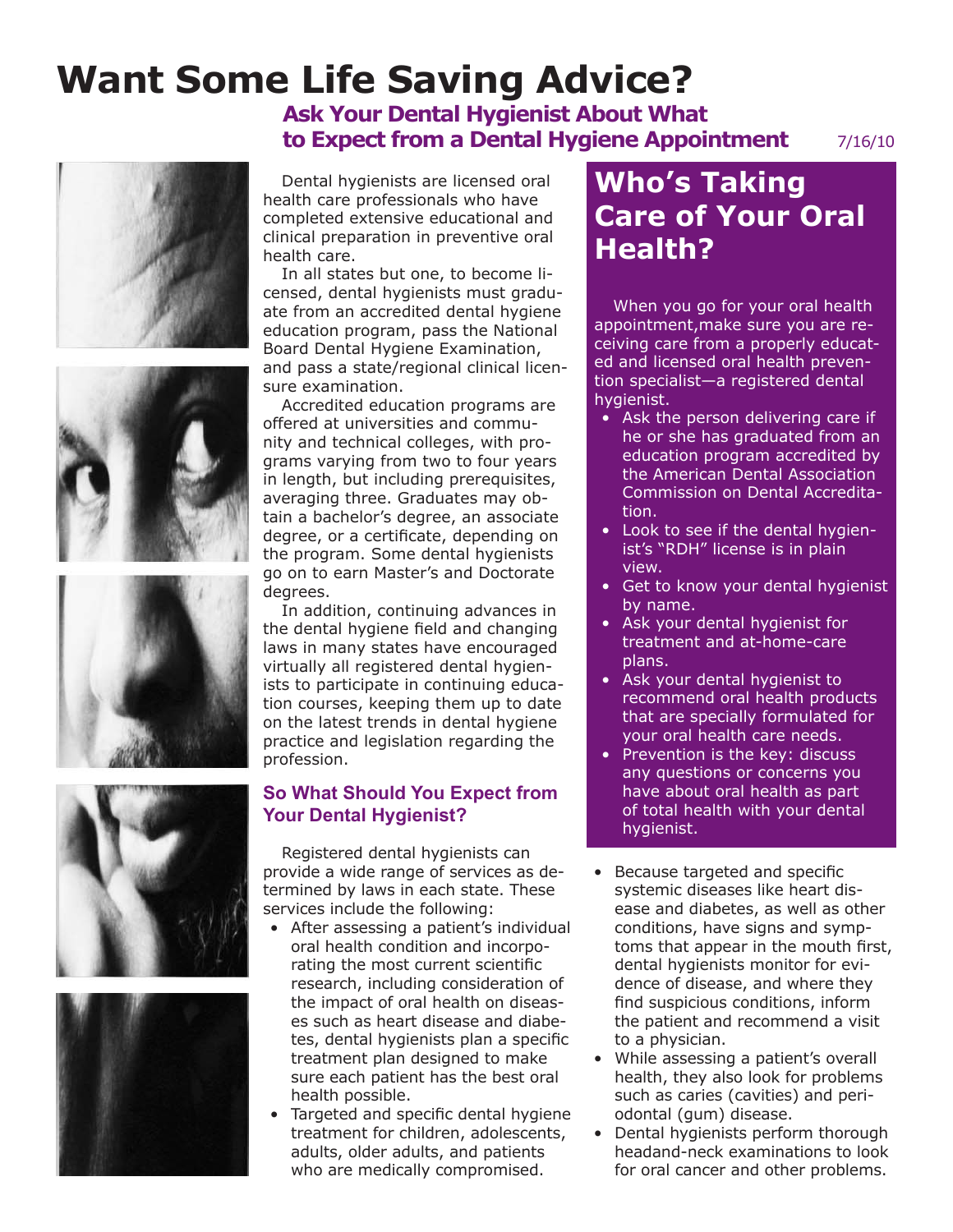# Want Some Life Saving Advice?

## Ask Your Dental Hygienist About What to Expect from a Dental Hygiene Appointment

7/16/10

Dental hygienists are licensed oral health care professionals who have completed extensive educational and clinical preparation in preventive oral health care.

In all states but one, to become licensed, dental hygienists must graduate from an accredited dental hygiene education program, pass the National Board Dental Hygiene Examination, and pass a state/regional clinical licensure examination.

Accredited education programs are offered at universities and community and technical colleges, with programs varying from two to four years in length, but including prerequisites, averaging three. Graduates may obtain a bachelor's degree, an associate degree, or a certificate, depending on the program. Some dental hygienists go on to earn Master's and Doctorate degrees.

In addition, continuing advances in the dental hygiene field and changing laws in many states have encouraged virtually all registered dental hygienists to participate in continuing education courses, keeping them up to date on the latest trends in dental hygiene practice and legislation regarding the profession.

### So What Should You Expect from Your Dental Hygienist?

Registered dental hygienists can provide a wide range of services as determined by laws in each state. These services include the following:

- After assessing a patient's individual oral health condition and incorporating the most current scientific research, including consideration of the impact of oral health on diseases such as heart disease and diabetes, dental hygienists plan a specific treatment plan designed to make sure each patient has the best oral health possible.
- Targeted and specific dental hygiene treatment for children, adolescents, adults, older adults, and patients who are medically compromised.
- Because targeted and specific systemic diseases like heart disease and diabetes, as well as other conditions, have signs and symptoms that appear in the mouth first, dental hygienists monitor for evidence of disease, and where they find suspicious conditions, inform the patient and recommend a visit to a physician.
- While assessing a patient's overall health, they also look for problems such as caries (cavities) and periodontal (gum) disease.
- Dental hygienists perform thorough headand-neck examinations to look for oral cancer and other problems.

## Who's Taking Care of Your Oral Health?

When you go for your oral health appointment,make sure you are receiving care from a properly educated and licensed oral health prevention specialist—a registered dental hygienist.

- Ask the person delivering care if he or she has graduated from an education program accredited by the American Dental Association Commission on Dental Accreditation.
- Look to see if the dental hygienist's "RDH" license is in plain view.
- Get to know your dental hygienist by name.
- Ask your dental hygienist for treatment and at-home-care plans.
- Ask your dental hygienist to recommend oral health products that are specially formulated for your oral health care needs.
- Prevention is the key: discuss any questions or concerns you have about oral health as part of total health with your dental hygienist.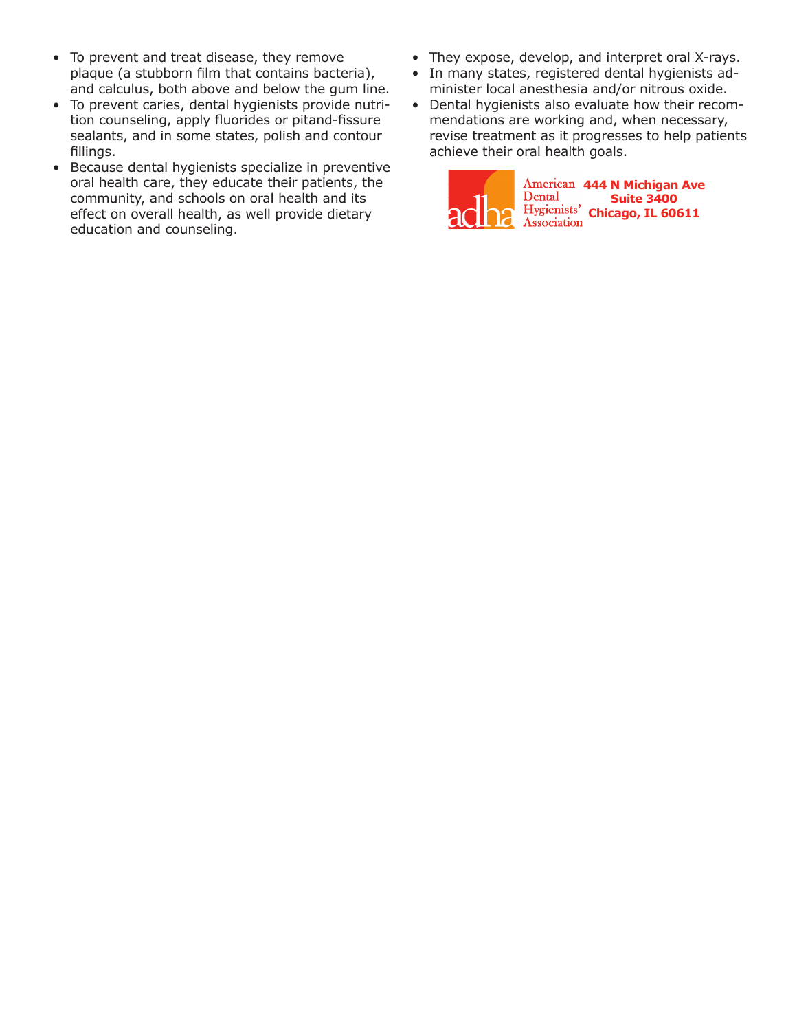- To prevent and treat disease, they remove plaque (a stubborn film that contains bacteria), and calculus, both above and below the gum line.
- To prevent caries, dental hygienists provide nutrition counseling, apply fluorides or pitand-fissure sealants, and in some states, polish and contour fillings.
- Because dental hygienists specialize in preventive oral health care, they educate their patients, the community, and schools on oral health and its effect on overall health, as well provide dietary education and counseling.
- They expose, develop, and interpret oral X-rays.
- In many states, registered dental hygienists administer local anesthesia and/or nitrous oxide.
- Dental hygienists also evaluate how their recommendations are working and, when necessary, revise treatment as it progresses to help patients achieve their oral health goals.

adha American Dental Hygienists' Association

**444 N Michigan Ave**
**Suite 3400**
**Chicago, IL 60611**